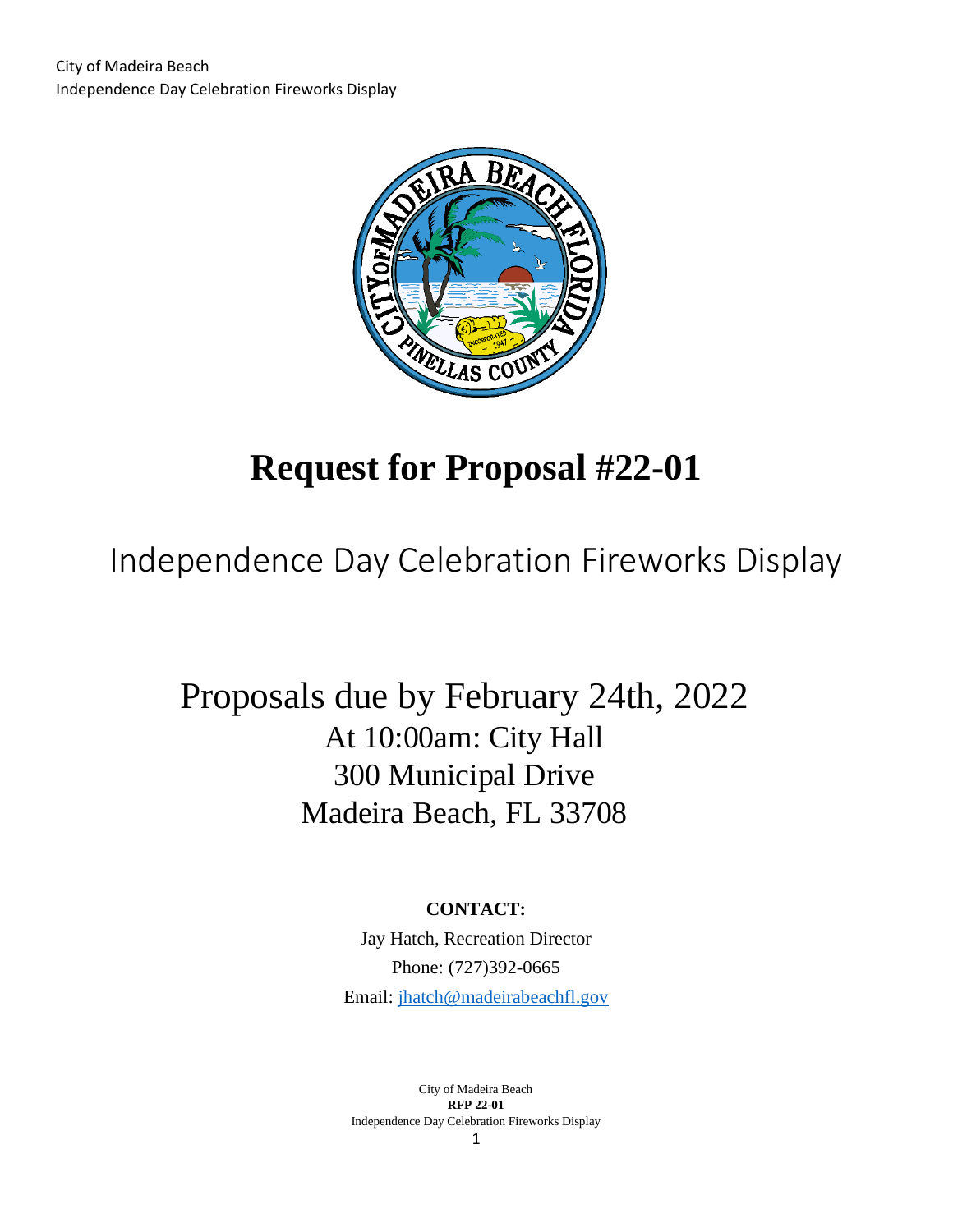# Request for Proposal #22-01

## Independence Day Celebration Fireworks Display

Proposals due by February 24th, 2022
At 10:00am: City Hall
300 Municipal Drive
Madeira Beach, FL 33708

**CONTACT:**

Jay Hatch, Recreation Director
Phone: (727)392-0665
Email: jhatch@madeirabeachfl.gov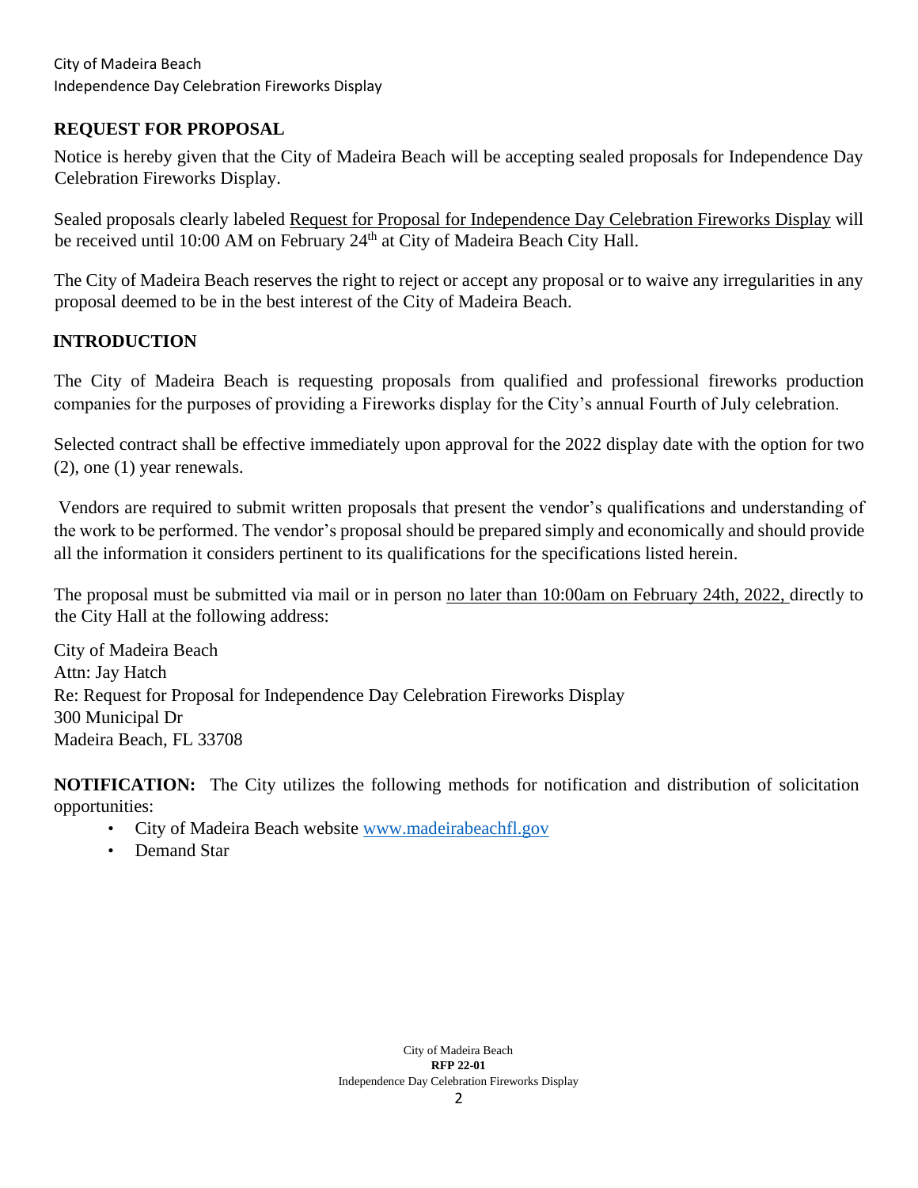## REQUEST FOR PROPOSAL

Notice is hereby given that the City of Madeira Beach will be accepting sealed proposals for Independence Day Celebration Fireworks Display.

Sealed proposals clearly labeled Request for Proposal for Independence Day Celebration Fireworks Display will be received until 10:00 AM on February 24th at City of Madeira Beach City Hall.

The City of Madeira Beach reserves the right to reject or accept any proposal or to waive any irregularities in any proposal deemed to be in the best interest of the City of Madeira Beach.

## INTRODUCTION

The City of Madeira Beach is requesting proposals from qualified and professional fireworks production companies for the purposes of providing a Fireworks display for the City's annual Fourth of July celebration.

Selected contract shall be effective immediately upon approval for the 2022 display date with the option for two (2), one (1) year renewals.

Vendors are required to submit written proposals that present the vendor's qualifications and understanding of the work to be performed. The vendor's proposal should be prepared simply and economically and should provide all the information it considers pertinent to its qualifications for the specifications listed herein.

The proposal must be submitted via mail or in person no later than 10:00am on February 24th, 2022, directly to the City Hall at the following address:

City of Madeira Beach
Attn: Jay Hatch
Re: Request for Proposal for Independence Day Celebration Fireworks Display
300 Municipal Dr
Madeira Beach, FL 33708

**NOTIFICATION:** The City utilizes the following methods for notification and distribution of solicitation opportunities:

- City of Madeira Beach website www.madeirabeachfl.gov
- Demand Star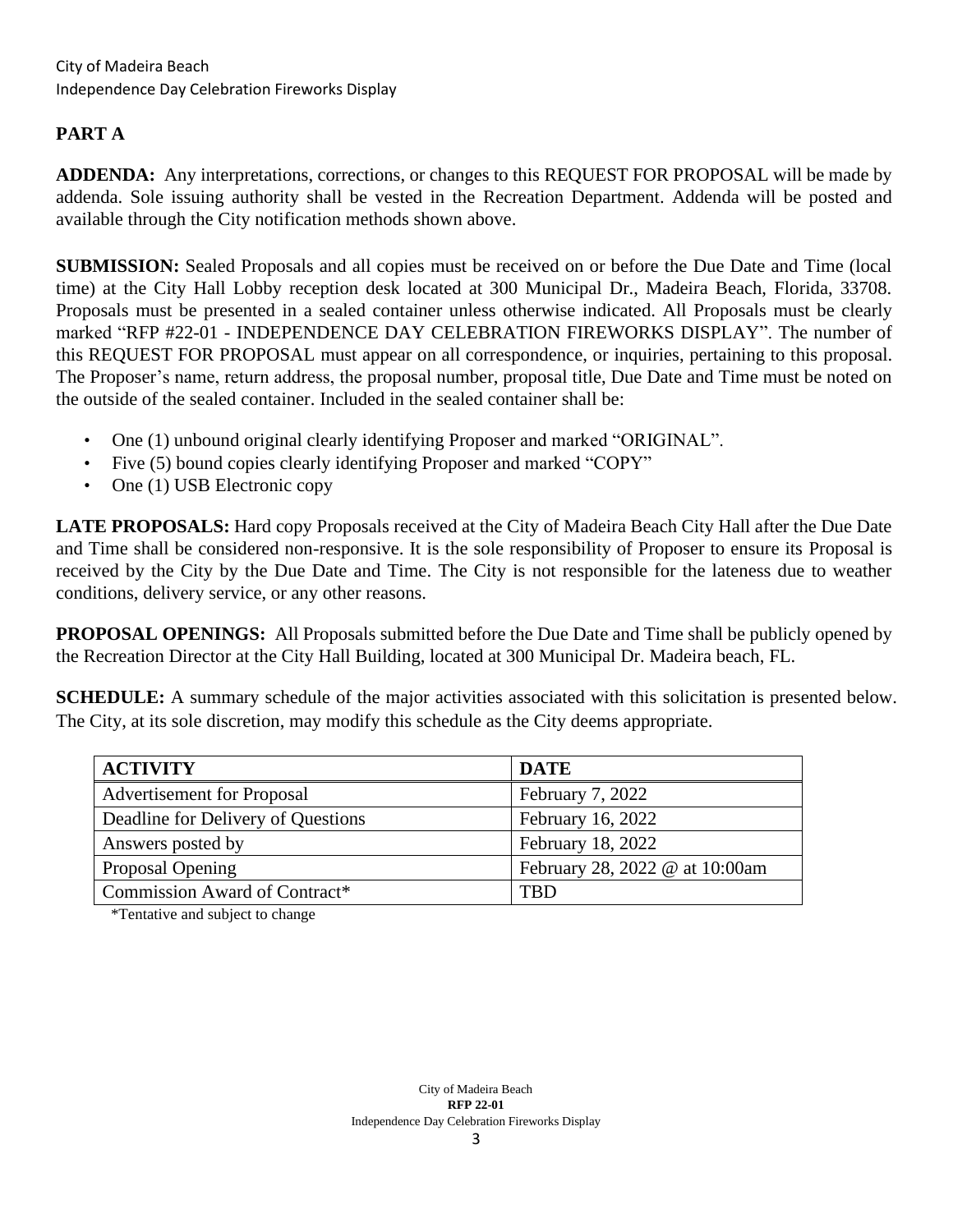## PART A

**ADDENDA:** Any interpretations, corrections, or changes to this REQUEST FOR PROPOSAL will be made by addenda. Sole issuing authority shall be vested in the Recreation Department. Addenda will be posted and available through the City notification methods shown above.

**SUBMISSION:** Sealed Proposals and all copies must be received on or before the Due Date and Time (local time) at the City Hall Lobby reception desk located at 300 Municipal Dr., Madeira Beach, Florida, 33708. Proposals must be presented in a sealed container unless otherwise indicated. All Proposals must be clearly marked "RFP #22-01 - INDEPENDENCE DAY CELEBRATION FIREWORKS DISPLAY". The number of this REQUEST FOR PROPOSAL must appear on all correspondence, or inquiries, pertaining to this proposal. The Proposer's name, return address, the proposal number, proposal title, Due Date and Time must be noted on the outside of the sealed container. Included in the sealed container shall be:

- One (1) unbound original clearly identifying Proposer and marked "ORIGINAL".
- Five (5) bound copies clearly identifying Proposer and marked "COPY"
- One (1) USB Electronic copy

**LATE PROPOSALS:** Hard copy Proposals received at the City of Madeira Beach City Hall after the Due Date and Time shall be considered non-responsive. It is the sole responsibility of Proposer to ensure its Proposal is received by the City by the Due Date and Time. The City is not responsible for the lateness due to weather conditions, delivery service, or any other reasons.

**PROPOSAL OPENINGS:** All Proposals submitted before the Due Date and Time shall be publicly opened by the Recreation Director at the City Hall Building, located at 300 Municipal Dr. Madeira beach, FL.

**SCHEDULE:** A summary schedule of the major activities associated with this solicitation is presented below. The City, at its sole discretion, may modify this schedule as the City deems appropriate.

| ACTIVITY | DATE |
|---|---|
| Advertisement for Proposal | February 7, 2022 |
| Deadline for Delivery of Questions | February 16, 2022 |
| Answers posted by | February 18, 2022 |
| Proposal Opening | February 28, 2022 @ at 10:00am |
| Commission Award of Contract* | TBD |

*Tentative and subject to change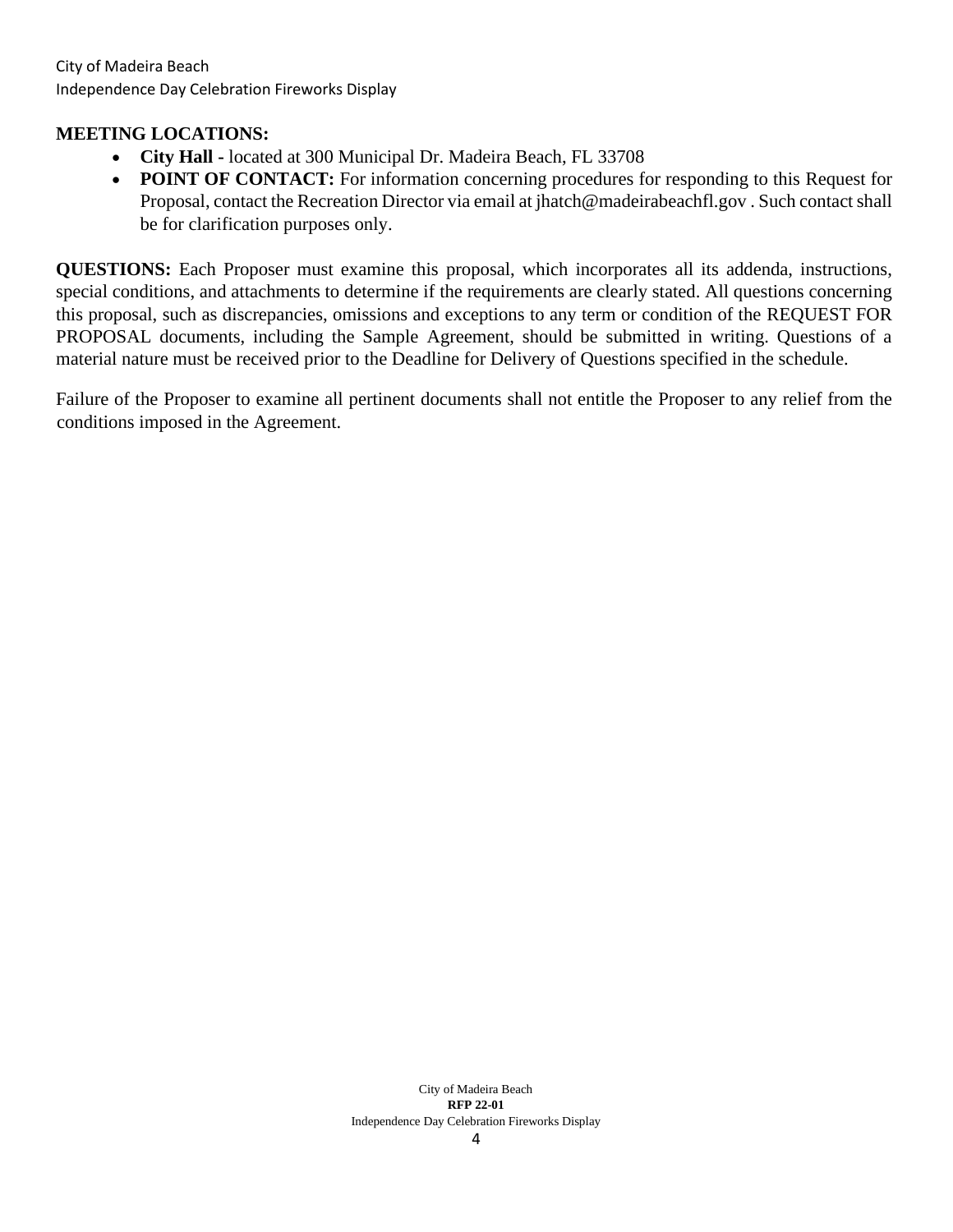**MEETING LOCATIONS:**

- **City Hall -** located at 300 Municipal Dr. Madeira Beach, FL 33708
- **POINT OF CONTACT:** For information concerning procedures for responding to this Request for Proposal, contact the Recreation Director via email at jhatch@madeirabeachfl.gov . Such contact shall be for clarification purposes only.

**QUESTIONS:** Each Proposer must examine this proposal, which incorporates all its addenda, instructions, special conditions, and attachments to determine if the requirements are clearly stated. All questions concerning this proposal, such as discrepancies, omissions and exceptions to any term or condition of the REQUEST FOR PROPOSAL documents, including the Sample Agreement, should be submitted in writing. Questions of a material nature must be received prior to the Deadline for Delivery of Questions specified in the schedule.

Failure of the Proposer to examine all pertinent documents shall not entitle the Proposer to any relief from the conditions imposed in the Agreement.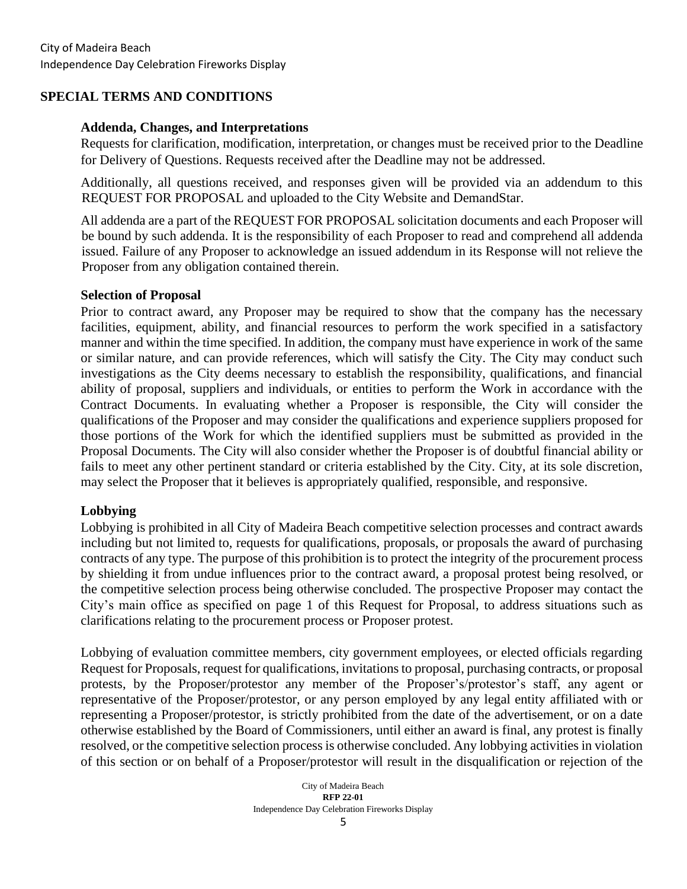## SPECIAL TERMS AND CONDITIONS

### Addenda, Changes, and Interpretations

Requests for clarification, modification, interpretation, or changes must be received prior to the Deadline for Delivery of Questions. Requests received after the Deadline may not be addressed.

Additionally, all questions received, and responses given will be provided via an addendum to this REQUEST FOR PROPOSAL and uploaded to the City Website and DemandStar.

All addenda are a part of the REQUEST FOR PROPOSAL solicitation documents and each Proposer will be bound by such addenda. It is the responsibility of each Proposer to read and comprehend all addenda issued. Failure of any Proposer to acknowledge an issued addendum in its Response will not relieve the Proposer from any obligation contained therein.

### Selection of Proposal

Prior to contract award, any Proposer may be required to show that the company has the necessary facilities, equipment, ability, and financial resources to perform the work specified in a satisfactory manner and within the time specified. In addition, the company must have experience in work of the same or similar nature, and can provide references, which will satisfy the City. The City may conduct such investigations as the City deems necessary to establish the responsibility, qualifications, and financial ability of proposal, suppliers and individuals, or entities to perform the Work in accordance with the Contract Documents. In evaluating whether a Proposer is responsible, the City will consider the qualifications of the Proposer and may consider the qualifications and experience suppliers proposed for those portions of the Work for which the identified suppliers must be submitted as provided in the Proposal Documents. The City will also consider whether the Proposer is of doubtful financial ability or fails to meet any other pertinent standard or criteria established by the City. City, at its sole discretion, may select the Proposer that it believes is appropriately qualified, responsible, and responsive.

### Lobbying

Lobbying is prohibited in all City of Madeira Beach competitive selection processes and contract awards including but not limited to, requests for qualifications, proposals, or proposals the award of purchasing contracts of any type. The purpose of this prohibition is to protect the integrity of the procurement process by shielding it from undue influences prior to the contract award, a proposal protest being resolved, or the competitive selection process being otherwise concluded. The prospective Proposer may contact the City's main office as specified on page 1 of this Request for Proposal, to address situations such as clarifications relating to the procurement process or Proposer protest.

Lobbying of evaluation committee members, city government employees, or elected officials regarding Request for Proposals, request for qualifications, invitations to proposal, purchasing contracts, or proposal protests, by the Proposer/protestor any member of the Proposer's/protestor's staff, any agent or representative of the Proposer/protestor, or any person employed by any legal entity affiliated with or representing a Proposer/protestor, is strictly prohibited from the date of the advertisement, or on a date otherwise established by the Board of Commissioners, until either an award is final, any protest is finally resolved, or the competitive selection process is otherwise concluded. Any lobbying activities in violation of this section or on behalf of a Proposer/protestor will result in the disqualification or rejection of the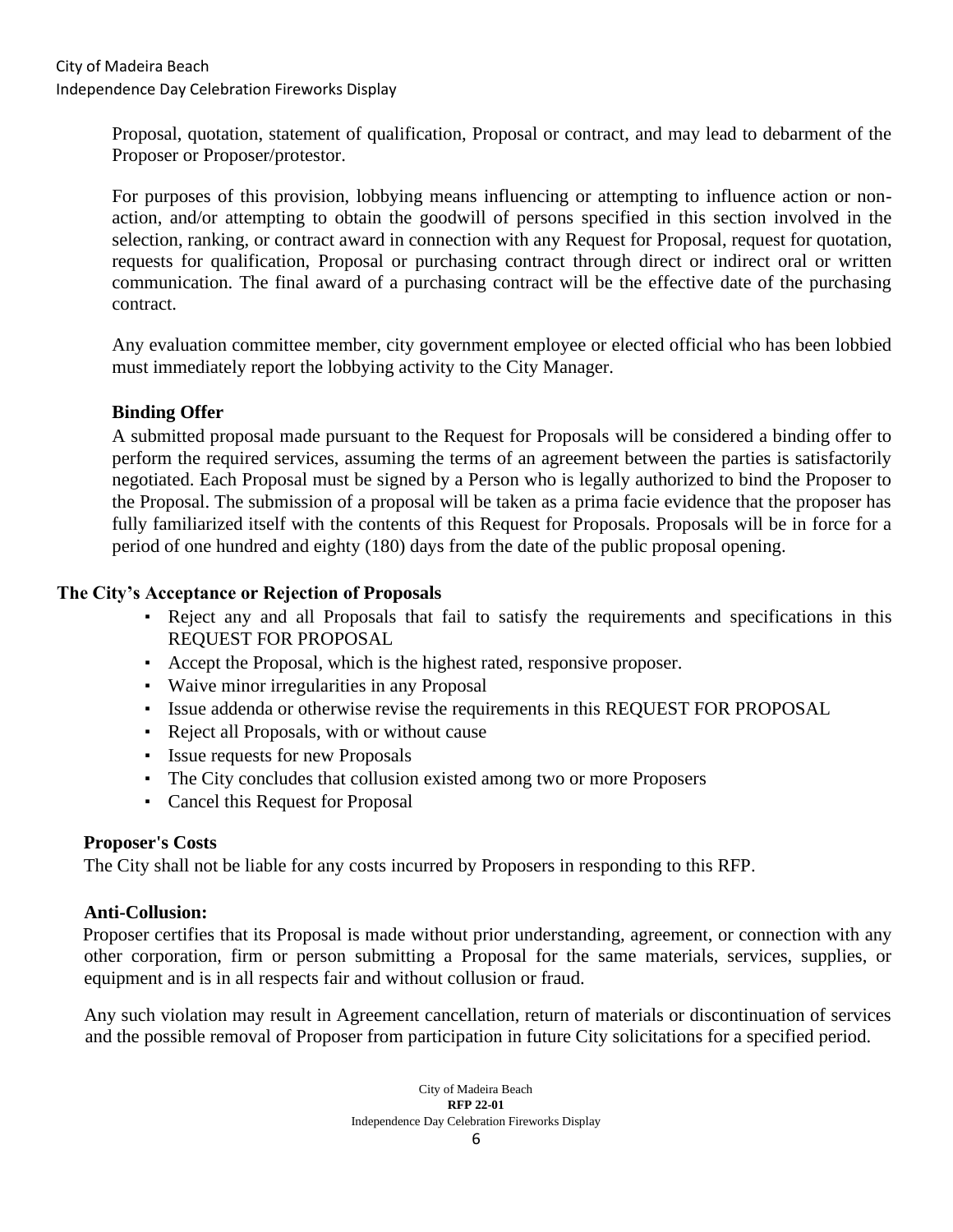Proposal, quotation, statement of qualification, Proposal or contract, and may lead to debarment of the Proposer or Proposer/protestor.

For purposes of this provision, lobbying means influencing or attempting to influence action or non-action, and/or attempting to obtain the goodwill of persons specified in this section involved in the selection, ranking, or contract award in connection with any Request for Proposal, request for quotation, requests for qualification, Proposal or purchasing contract through direct or indirect oral or written communication. The final award of a purchasing contract will be the effective date of the purchasing contract.

Any evaluation committee member, city government employee or elected official who has been lobbied must immediately report the lobbying activity to the City Manager.

**Binding Offer**

A submitted proposal made pursuant to the Request for Proposals will be considered a binding offer to perform the required services, assuming the terms of an agreement between the parties is satisfactorily negotiated. Each Proposal must be signed by a Person who is legally authorized to bind the Proposer to the Proposal. The submission of a proposal will be taken as a prima facie evidence that the proposer has fully familiarized itself with the contents of this Request for Proposals. Proposals will be in force for a period of one hundred and eighty (180) days from the date of the public proposal opening.

**The City's Acceptance or Rejection of Proposals**

- Reject any and all Proposals that fail to satisfy the requirements and specifications in this REQUEST FOR PROPOSAL
- Accept the Proposal, which is the highest rated, responsive proposer.
- Waive minor irregularities in any Proposal
- Issue addenda or otherwise revise the requirements in this REQUEST FOR PROPOSAL
- Reject all Proposals, with or without cause
- Issue requests for new Proposals
- The City concludes that collusion existed among two or more Proposers
- Cancel this Request for Proposal

**Proposer's Costs**

The City shall not be liable for any costs incurred by Proposers in responding to this RFP.

**Anti-Collusion:**

Proposer certifies that its Proposal is made without prior understanding, agreement, or connection with any other corporation, firm or person submitting a Proposal for the same materials, services, supplies, or equipment and is in all respects fair and without collusion or fraud.

Any such violation may result in Agreement cancellation, return of materials or discontinuation of services and the possible removal of Proposer from participation in future City solicitations for a specified period.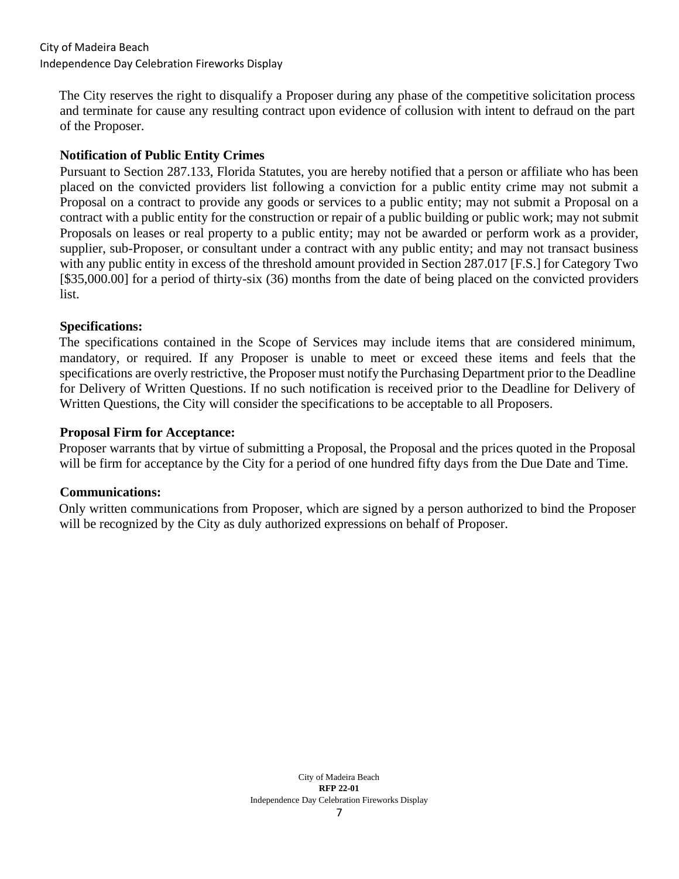The City reserves the right to disqualify a Proposer during any phase of the competitive solicitation process and terminate for cause any resulting contract upon evidence of collusion with intent to defraud on the part of the Proposer.

**Notification of Public Entity Crimes**

Pursuant to Section 287.133, Florida Statutes, you are hereby notified that a person or affiliate who has been placed on the convicted providers list following a conviction for a public entity crime may not submit a Proposal on a contract to provide any goods or services to a public entity; may not submit a Proposal on a contract with a public entity for the construction or repair of a public building or public work; may not submit Proposals on leases or real property to a public entity; may not be awarded or perform work as a provider, supplier, sub-Proposer, or consultant under a contract with any public entity; and may not transact business with any public entity in excess of the threshold amount provided in Section 287.017 [F.S.] for Category Two [$35,000.00] for a period of thirty-six (36) months from the date of being placed on the convicted providers list.

**Specifications:**

The specifications contained in the Scope of Services may include items that are considered minimum, mandatory, or required. If any Proposer is unable to meet or exceed these items and feels that the specifications are overly restrictive, the Proposer must notify the Purchasing Department prior to the Deadline for Delivery of Written Questions. If no such notification is received prior to the Deadline for Delivery of Written Questions, the City will consider the specifications to be acceptable to all Proposers.

**Proposal Firm for Acceptance:**

Proposer warrants that by virtue of submitting a Proposal, the Proposal and the prices quoted in the Proposal will be firm for acceptance by the City for a period of one hundred fifty days from the Due Date and Time.

**Communications:**

Only written communications from Proposer, which are signed by a person authorized to bind the Proposer will be recognized by the City as duly authorized expressions on behalf of Proposer.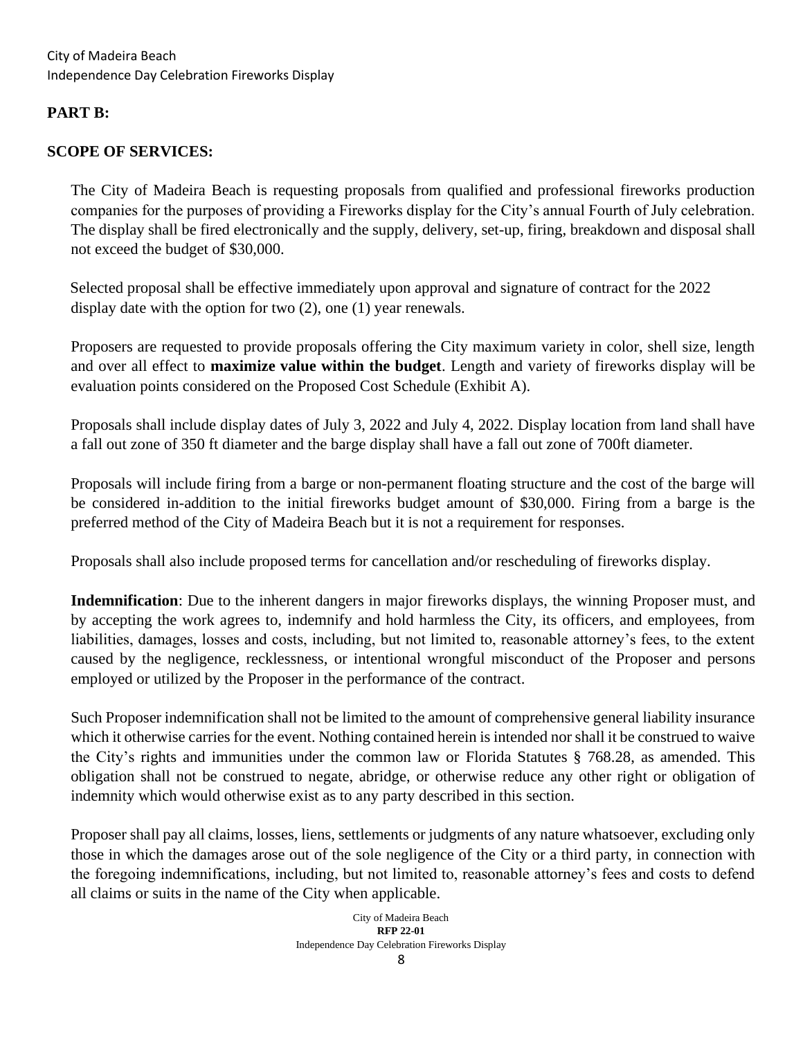## PART B:

## SCOPE OF SERVICES:

The City of Madeira Beach is requesting proposals from qualified and professional fireworks production companies for the purposes of providing a Fireworks display for the City's annual Fourth of July celebration. The display shall be fired electronically and the supply, delivery, set-up, firing, breakdown and disposal shall not exceed the budget of $30,000.

Selected proposal shall be effective immediately upon approval and signature of contract for the 2022 display date with the option for two (2), one (1) year renewals.

Proposers are requested to provide proposals offering the City maximum variety in color, shell size, length and over all effect to **maximize value within the budget**. Length and variety of fireworks display will be evaluation points considered on the Proposed Cost Schedule (Exhibit A).

Proposals shall include display dates of July 3, 2022 and July 4, 2022. Display location from land shall have a fall out zone of 350 ft diameter and the barge display shall have a fall out zone of 700ft diameter.

Proposals will include firing from a barge or non-permanent floating structure and the cost of the barge will be considered in-addition to the initial fireworks budget amount of $30,000. Firing from a barge is the preferred method of the City of Madeira Beach but it is not a requirement for responses.

Proposals shall also include proposed terms for cancellation and/or rescheduling of fireworks display.

**Indemnification**: Due to the inherent dangers in major fireworks displays, the winning Proposer must, and by accepting the work agrees to, indemnify and hold harmless the City, its officers, and employees, from liabilities, damages, losses and costs, including, but not limited to, reasonable attorney's fees, to the extent caused by the negligence, recklessness, or intentional wrongful misconduct of the Proposer and persons employed or utilized by the Proposer in the performance of the contract.

Such Proposer indemnification shall not be limited to the amount of comprehensive general liability insurance which it otherwise carries for the event. Nothing contained herein is intended nor shall it be construed to waive the City's rights and immunities under the common law or Florida Statutes § 768.28, as amended. This obligation shall not be construed to negate, abridge, or otherwise reduce any other right or obligation of indemnity which would otherwise exist as to any party described in this section.

Proposer shall pay all claims, losses, liens, settlements or judgments of any nature whatsoever, excluding only those in which the damages arose out of the sole negligence of the City or a third party, in connection with the foregoing indemnifications, including, but not limited to, reasonable attorney's fees and costs to defend all claims or suits in the name of the City when applicable.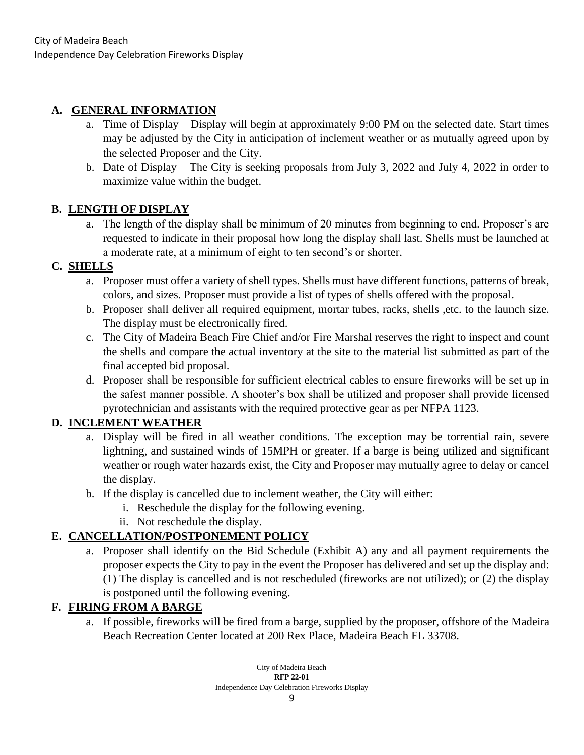## A. GENERAL INFORMATION

a. Time of Display – Display will begin at approximately 9:00 PM on the selected date. Start times may be adjusted by the City in anticipation of inclement weather or as mutually agreed upon by the selected Proposer and the City.

b. Date of Display – The City is seeking proposals from July 3, 2022 and July 4, 2022 in order to maximize value within the budget.

## B. LENGTH OF DISPLAY

a. The length of the display shall be minimum of 20 minutes from beginning to end. Proposer's are requested to indicate in their proposal how long the display shall last. Shells must be launched at a moderate rate, at a minimum of eight to ten second's or shorter.

## C. SHELLS

a. Proposer must offer a variety of shell types. Shells must have different functions, patterns of break, colors, and sizes. Proposer must provide a list of types of shells offered with the proposal.

b. Proposer shall deliver all required equipment, mortar tubes, racks, shells ,etc. to the launch size. The display must be electronically fired.

c. The City of Madeira Beach Fire Chief and/or Fire Marshal reserves the right to inspect and count the shells and compare the actual inventory at the site to the material list submitted as part of the final accepted bid proposal.

d. Proposer shall be responsible for sufficient electrical cables to ensure fireworks will be set up in the safest manner possible. A shooter's box shall be utilized and proposer shall provide licensed pyrotechnician and assistants with the required protective gear as per NFPA 1123.

## D. INCLEMENT WEATHER

a. Display will be fired in all weather conditions. The exception may be torrential rain, severe lightning, and sustained winds of 15MPH or greater. If a barge is being utilized and significant weather or rough water hazards exist, the City and Proposer may mutually agree to delay or cancel the display.

b. If the display is cancelled due to inclement weather, the City will either:

   i. Reschedule the display for the following evening.

   ii. Not reschedule the display.

## E. CANCELLATION/POSTPONEMENT POLICY

a. Proposer shall identify on the Bid Schedule (Exhibit A) any and all payment requirements the proposer expects the City to pay in the event the Proposer has delivered and set up the display and: (1) The display is cancelled and is not rescheduled (fireworks are not utilized); or (2) the display is postponed until the following evening.

## F. FIRING FROM A BARGE

a. If possible, fireworks will be fired from a barge, supplied by the proposer, offshore of the Madeira Beach Recreation Center located at 200 Rex Place, Madeira Beach FL 33708.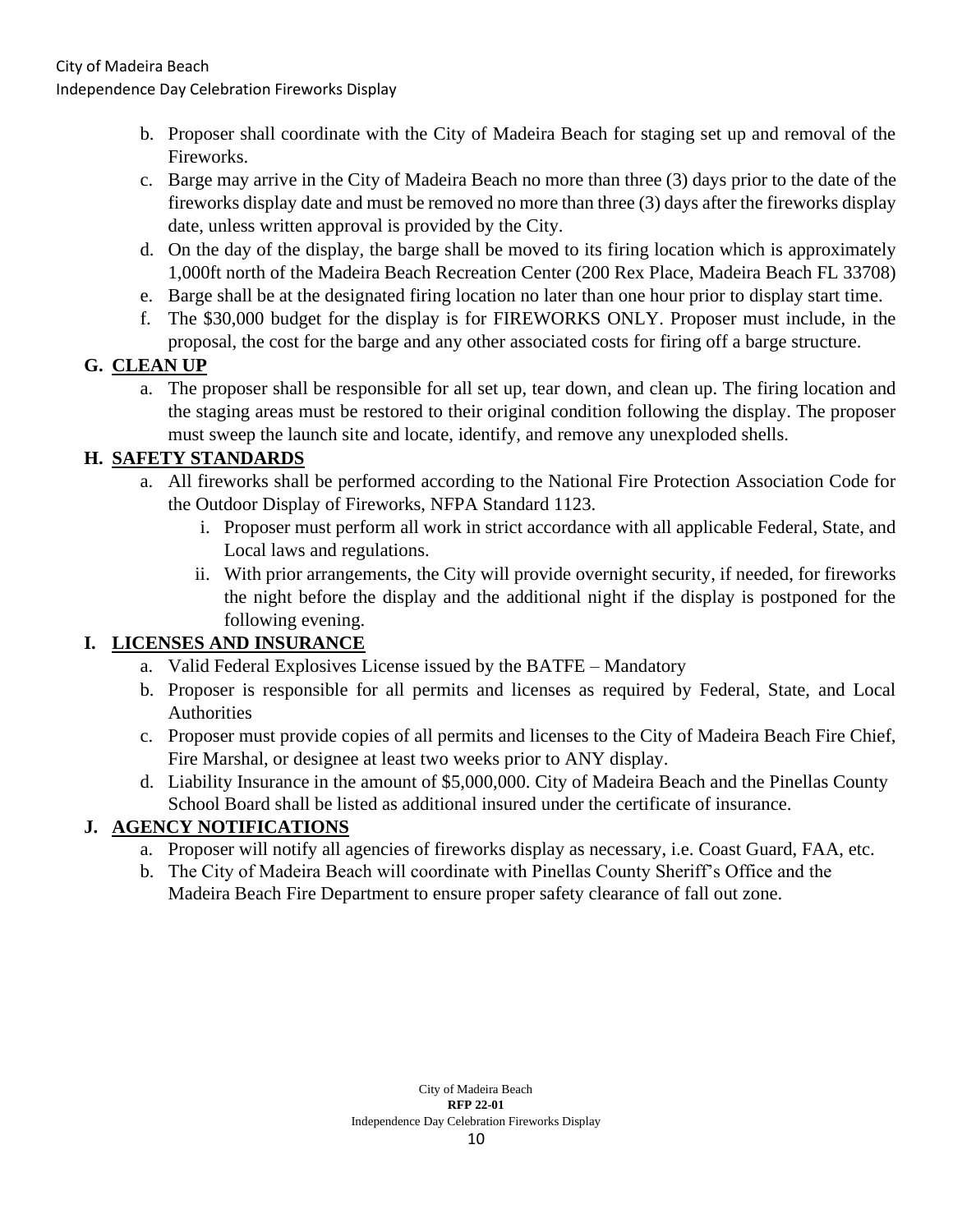b. Proposer shall coordinate with the City of Madeira Beach for staging set up and removal of the Fireworks.
c. Barge may arrive in the City of Madeira Beach no more than three (3) days prior to the date of the fireworks display date and must be removed no more than three (3) days after the fireworks display date, unless written approval is provided by the City.
d. On the day of the display, the barge shall be moved to its firing location which is approximately 1,000ft north of the Madeira Beach Recreation Center (200 Rex Place, Madeira Beach FL 33708)
e. Barge shall be at the designated firing location no later than one hour prior to display start time.
f. The $30,000 budget for the display is for FIREWORKS ONLY. Proposer must include, in the proposal, the cost for the barge and any other associated costs for firing off a barge structure.

## G. <u>CLEAN UP</u>

a. The proposer shall be responsible for all set up, tear down, and clean up. The firing location and the staging areas must be restored to their original condition following the display. The proposer must sweep the launch site and locate, identify, and remove any unexploded shells.

## H. <u>SAFETY STANDARDS</u>

a. All fireworks shall be performed according to the National Fire Protection Association Code for the Outdoor Display of Fireworks, NFPA Standard 1123.
   i. Proposer must perform all work in strict accordance with all applicable Federal, State, and Local laws and regulations.
   ii. With prior arrangements, the City will provide overnight security, if needed, for fireworks the night before the display and the additional night if the display is postponed for the following evening.

## I. <u>LICENSES AND INSURANCE</u>

a. Valid Federal Explosives License issued by the BATFE – Mandatory
b. Proposer is responsible for all permits and licenses as required by Federal, State, and Local Authorities
c. Proposer must provide copies of all permits and licenses to the City of Madeira Beach Fire Chief, Fire Marshal, or designee at least two weeks prior to ANY display.
d. Liability Insurance in the amount of $5,000,000. City of Madeira Beach and the Pinellas County School Board shall be listed as additional insured under the certificate of insurance.

## J. <u>AGENCY NOTIFICATIONS</u>

a. Proposer will notify all agencies of fireworks display as necessary, i.e. Coast Guard, FAA, etc.
b. The City of Madeira Beach will coordinate with Pinellas County Sheriff's Office and the Madeira Beach Fire Department to ensure proper safety clearance of fall out zone.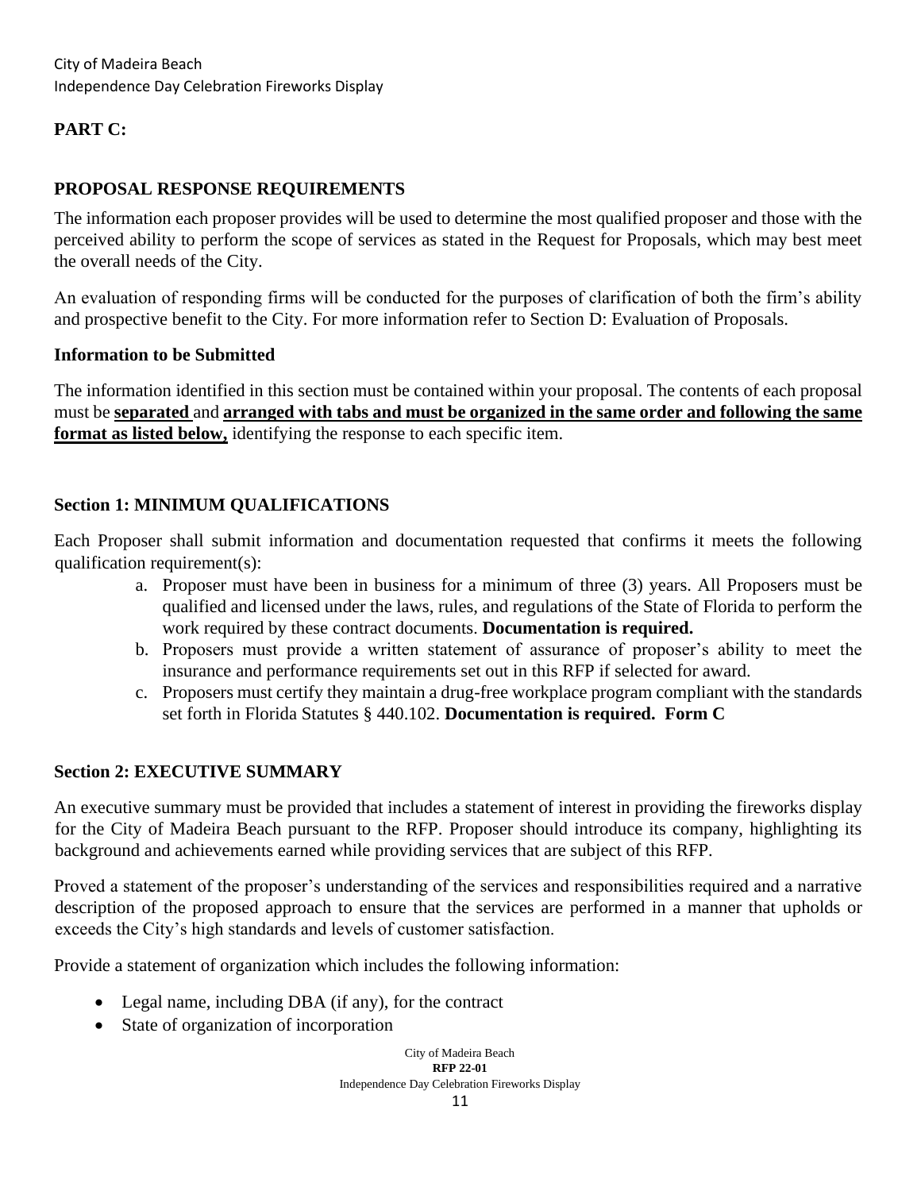## PART C:

## PROPOSAL RESPONSE REQUIREMENTS

The information each proposer provides will be used to determine the most qualified proposer and those with the perceived ability to perform the scope of services as stated in the Request for Proposals, which may best meet the overall needs of the City.

An evaluation of responding firms will be conducted for the purposes of clarification of both the firm's ability and prospective benefit to the City. For more information refer to Section D: Evaluation of Proposals.

### Information to be Submitted

The information identified in this section must be contained within your proposal. The contents of each proposal must be **separated** and **arranged with tabs and must be organized in the same order and following the same format as listed below,** identifying the response to each specific item.

### Section 1: MINIMUM QUALIFICATIONS

Each Proposer shall submit information and documentation requested that confirms it meets the following qualification requirement(s):

a. Proposer must have been in business for a minimum of three (3) years. All Proposers must be qualified and licensed under the laws, rules, and regulations of the State of Florida to perform the work required by these contract documents. **Documentation is required.**
b. Proposers must provide a written statement of assurance of proposer's ability to meet the insurance and performance requirements set out in this RFP if selected for award.
c. Proposers must certify they maintain a drug-free workplace program compliant with the standards set forth in Florida Statutes § 440.102. **Documentation is required. Form C**

### Section 2: EXECUTIVE SUMMARY

An executive summary must be provided that includes a statement of interest in providing the fireworks display for the City of Madeira Beach pursuant to the RFP. Proposer should introduce its company, highlighting its background and achievements earned while providing services that are subject of this RFP.

Proved a statement of the proposer's understanding of the services and responsibilities required and a narrative description of the proposed approach to ensure that the services are performed in a manner that upholds or exceeds the City's high standards and levels of customer satisfaction.

Provide a statement of organization which includes the following information:

- Legal name, including DBA (if any), for the contract
- State of organization of incorporation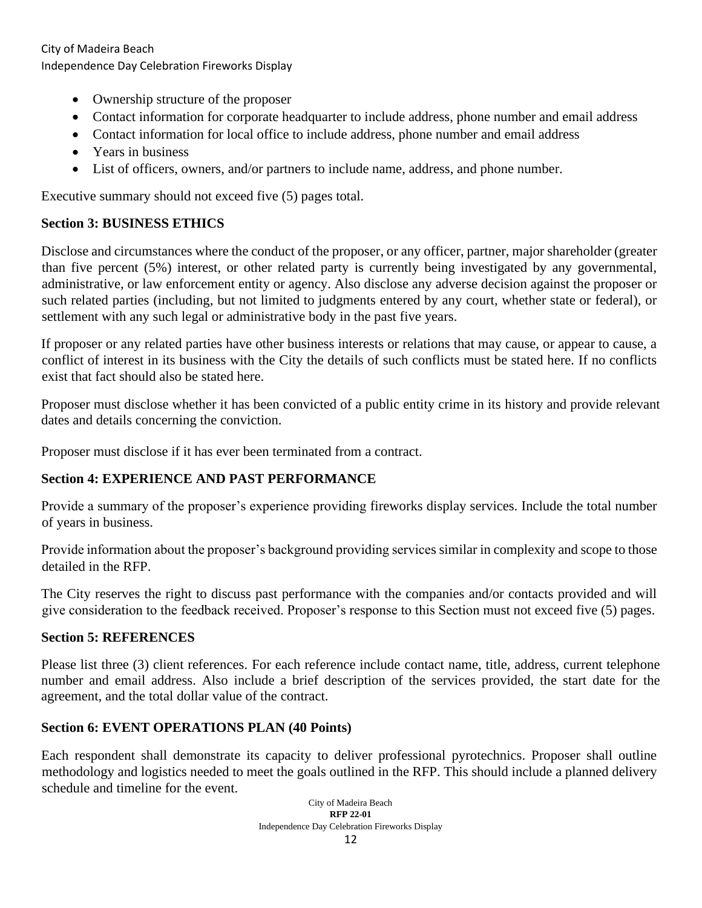- Ownership structure of the proposer
- Contact information for corporate headquarter to include address, phone number and email address
- Contact information for local office to include address, phone number and email address
- Years in business
- List of officers, owners, and/or partners to include name, address, and phone number.

Executive summary should not exceed five (5) pages total.

**Section 3: BUSINESS ETHICS**

Disclose and circumstances where the conduct of the proposer, or any officer, partner, major shareholder (greater than five percent (5%) interest, or other related party is currently being investigated by any governmental, administrative, or law enforcement entity or agency. Also disclose any adverse decision against the proposer or such related parties (including, but not limited to judgments entered by any court, whether state or federal), or settlement with any such legal or administrative body in the past five years.

If proposer or any related parties have other business interests or relations that may cause, or appear to cause, a conflict of interest in its business with the City the details of such conflicts must be stated here. If no conflicts exist that fact should also be stated here.

Proposer must disclose whether it has been convicted of a public entity crime in its history and provide relevant dates and details concerning the conviction.

Proposer must disclose if it has ever been terminated from a contract.

**Section 4: EXPERIENCE AND PAST PERFORMANCE**

Provide a summary of the proposer's experience providing fireworks display services. Include the total number of years in business.

Provide information about the proposer's background providing services similar in complexity and scope to those detailed in the RFP.

The City reserves the right to discuss past performance with the companies and/or contacts provided and will give consideration to the feedback received. Proposer's response to this Section must not exceed five (5) pages.

**Section 5: REFERENCES**

Please list three (3) client references. For each reference include contact name, title, address, current telephone number and email address. Also include a brief description of the services provided, the start date for the agreement, and the total dollar value of the contract.

**Section 6: EVENT OPERATIONS PLAN (40 Points)**

Each respondent shall demonstrate its capacity to deliver professional pyrotechnics. Proposer shall outline methodology and logistics needed to meet the goals outlined in the RFP. This should include a planned delivery schedule and timeline for the event.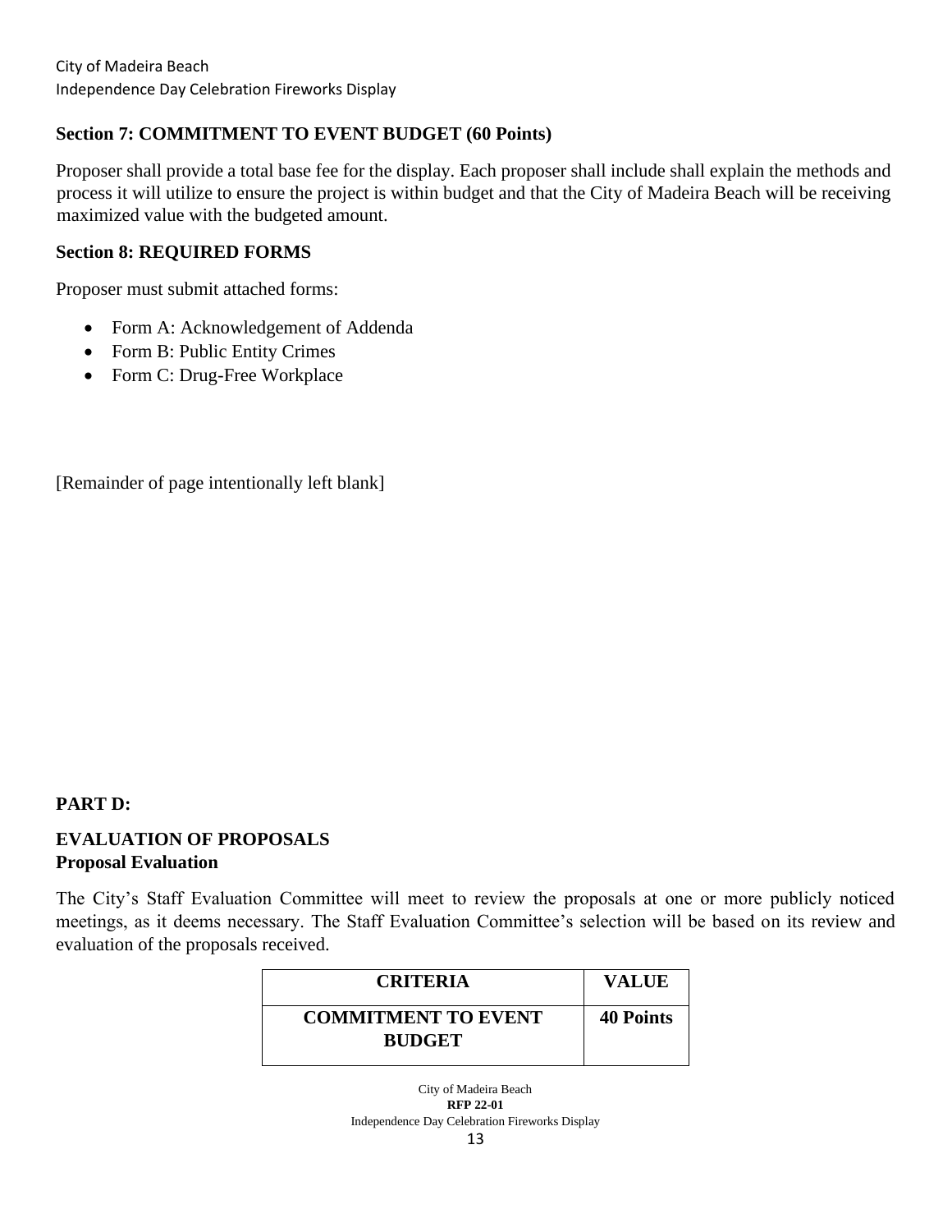### Section 7: COMMITMENT TO EVENT BUDGET (60 Points)

Proposer shall provide a total base fee for the display. Each proposer shall include shall explain the methods and process it will utilize to ensure the project is within budget and that the City of Madeira Beach will be receiving maximized value with the budgeted amount.

### Section 8: REQUIRED FORMS

Proposer must submit attached forms:

- Form A: Acknowledgement of Addenda
- Form B: Public Entity Crimes
- Form C: Drug-Free Workplace

[Remainder of page intentionally left blank]

## PART D:

## EVALUATION OF PROPOSALS

### Proposal Evaluation

The City's Staff Evaluation Committee will meet to review the proposals at one or more publicly noticed meetings, as it deems necessary. The Staff Evaluation Committee's selection will be based on its review and evaluation of the proposals received.

| CRITERIA | VALUE |
|---|---|
| COMMITMENT TO EVENT BUDGET | 40 Points |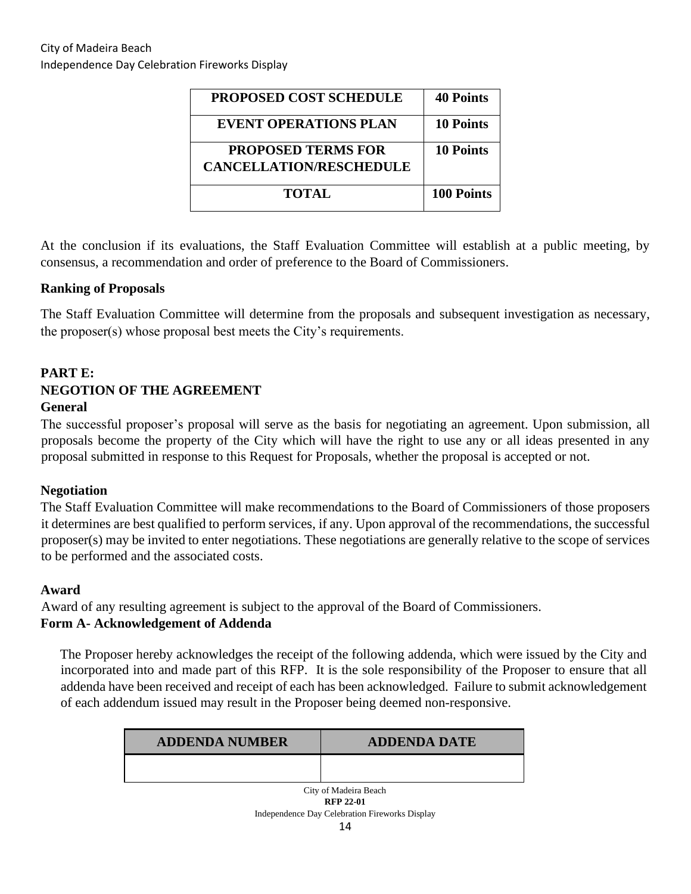| PROPOSED COST SCHEDULE | 40 Points |
|---|---|
| EVENT OPERATIONS PLAN | 10 Points |
| PROPOSED TERMS FOR CANCELLATION/RESCHEDULE | 10 Points |
| TOTAL | 100 Points |

At the conclusion if its evaluations, the Staff Evaluation Committee will establish at a public meeting, by consensus, a recommendation and order of preference to the Board of Commissioners.

**Ranking of Proposals**

The Staff Evaluation Committee will determine from the proposals and subsequent investigation as necessary, the proposer(s) whose proposal best meets the City's requirements.

## PART E:
## NEGOTION OF THE AGREEMENT

**General**

The successful proposer's proposal will serve as the basis for negotiating an agreement. Upon submission, all proposals become the property of the City which will have the right to use any or all ideas presented in any proposal submitted in response to this Request for Proposals, whether the proposal is accepted or not.

**Negotiation**

The Staff Evaluation Committee will make recommendations to the Board of Commissioners of those proposers it determines are best qualified to perform services, if any. Upon approval of the recommendations, the successful proposer(s) may be invited to enter negotiations. These negotiations are generally relative to the scope of services to be performed and the associated costs.

**Award**

Award of any resulting agreement is subject to the approval of the Board of Commissioners.

**Form A- Acknowledgement of Addenda**

The Proposer hereby acknowledges the receipt of the following addenda, which were issued by the City and incorporated into and made part of this RFP. It is the sole responsibility of the Proposer to ensure that all addenda have been received and receipt of each has been acknowledged. Failure to submit acknowledgement of each addendum issued may result in the Proposer being deemed non-responsive.

| ADDENDA NUMBER | ADDENDA DATE |
|---|---|
| | |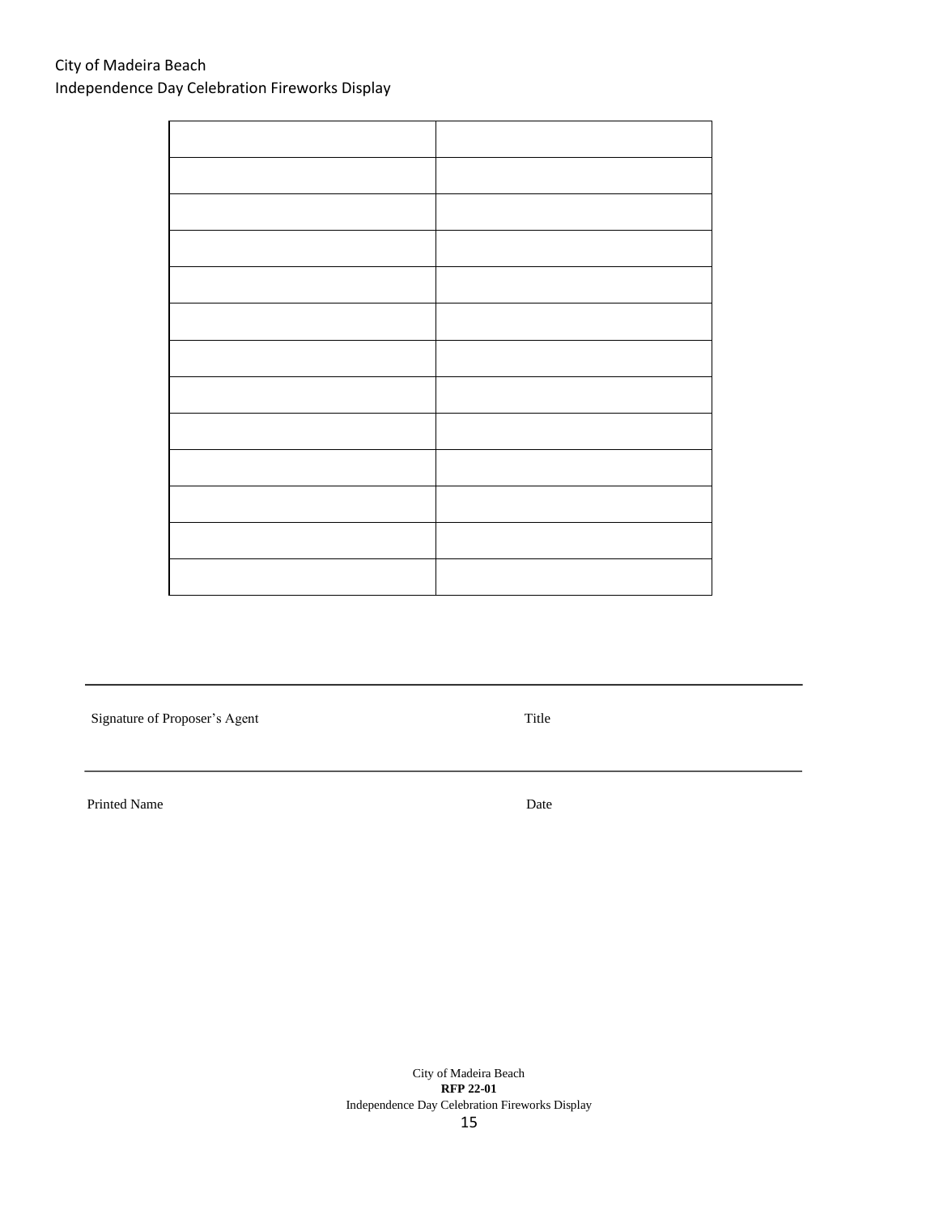| | |
|---|---|
| | |
| | |
| | |
| | |
| | |
| | |
| | |
| | |
| | |
| | |
| | |
| | |

Signature of Proposer's Agent                                        Title

Printed Name                                        Date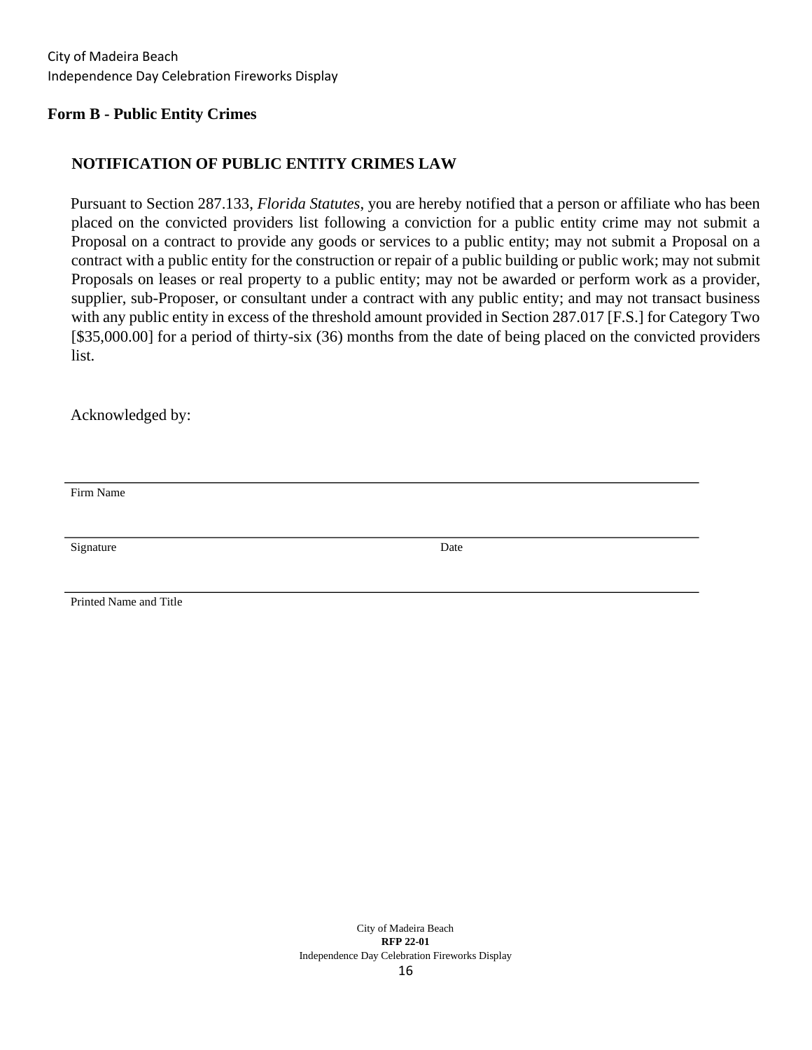## Form B - Public Entity Crimes

### NOTIFICATION OF PUBLIC ENTITY CRIMES LAW

Pursuant to Section 287.133, *Florida Statutes*, you are hereby notified that a person or affiliate who has been placed on the convicted providers list following a conviction for a public entity crime may not submit a Proposal on a contract to provide any goods or services to a public entity; may not submit a Proposal on a contract with a public entity for the construction or repair of a public building or public work; may not submit Proposals on leases or real property to a public entity; may not be awarded or perform work as a provider, supplier, sub-Proposer, or consultant under a contract with any public entity; and may not transact business with any public entity in excess of the threshold amount provided in Section 287.017 [F.S.] for Category Two [$35,000.00] for a period of thirty-six (36) months from the date of being placed on the convicted providers list.

Acknowledged by:

\_\_\_\_\_\_\_\_\_\_\_\_\_\_\_\_\_\_\_\_\_\_\_\_\_\_\_\_\_\_\_\_\_\_\_\_\_\_\_\_\_\_\_\_\_\_\_\_\_\_\_\_
Firm Name

\_\_\_\_\_\_\_\_\_\_\_\_\_\_\_\_\_\_\_\_\_\_\_\_\_\_\_\_\_\_\_\_\_\_\_\_\_\_\_\_\_\_\_\_\_\_\_\_\_\_\_\_
Signature                                        Date

\_\_\_\_\_\_\_\_\_\_\_\_\_\_\_\_\_\_\_\_\_\_\_\_\_\_\_\_\_\_\_\_\_\_\_\_\_\_\_\_\_\_\_\_\_\_\_\_\_\_\_\_
Printed Name and Title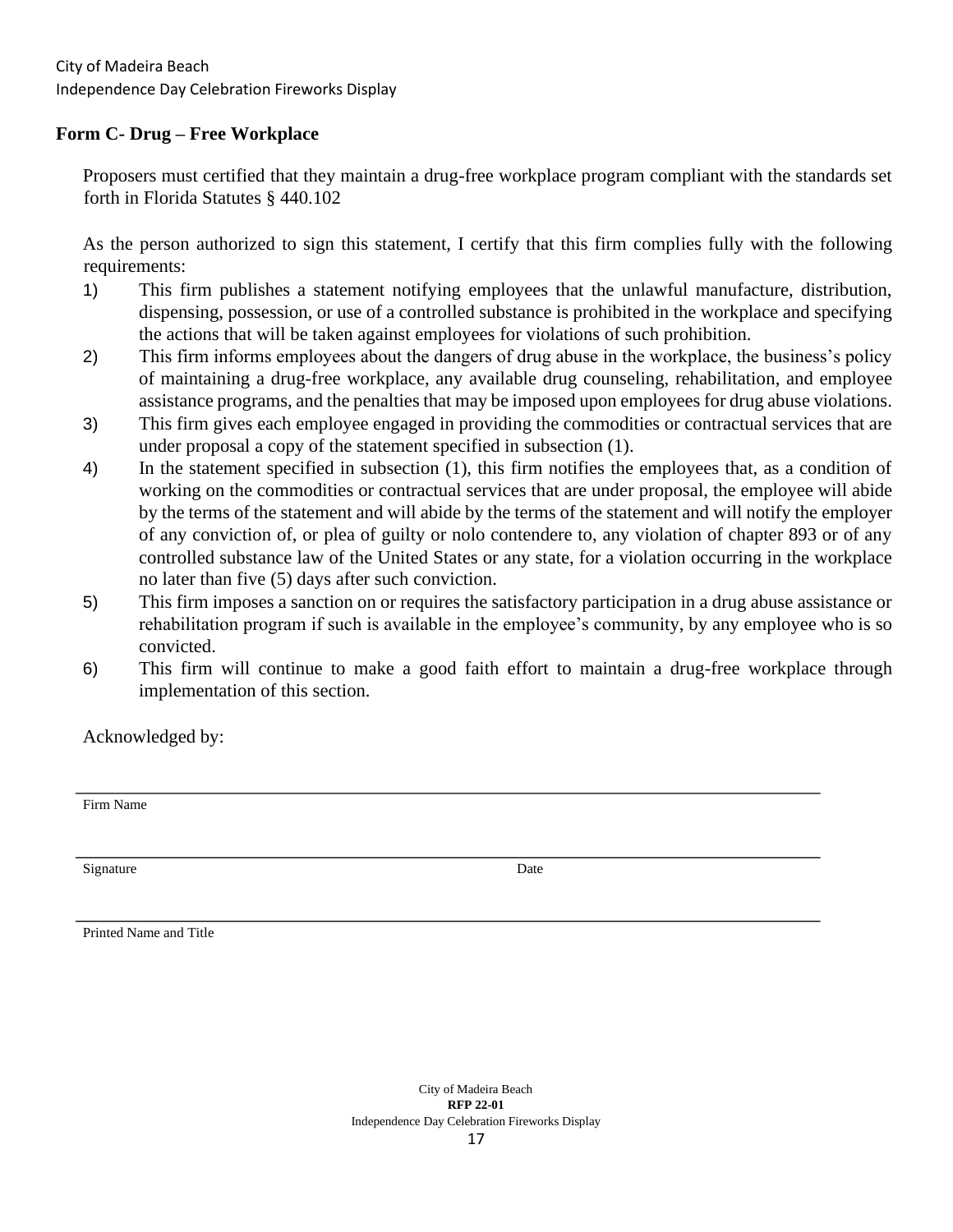## Form C- Drug – Free Workplace

Proposers must certified that they maintain a drug-free workplace program compliant with the standards set forth in Florida Statutes § 440.102

As the person authorized to sign this statement, I certify that this firm complies fully with the following requirements:

1) This firm publishes a statement notifying employees that the unlawful manufacture, distribution, dispensing, possession, or use of a controlled substance is prohibited in the workplace and specifying the actions that will be taken against employees for violations of such prohibition.
2) This firm informs employees about the dangers of drug abuse in the workplace, the business's policy of maintaining a drug-free workplace, any available drug counseling, rehabilitation, and employee assistance programs, and the penalties that may be imposed upon employees for drug abuse violations.
3) This firm gives each employee engaged in providing the commodities or contractual services that are under proposal a copy of the statement specified in subsection (1).
4) In the statement specified in subsection (1), this firm notifies the employees that, as a condition of working on the commodities or contractual services that are under proposal, the employee will abide by the terms of the statement and will abide by the terms of the statement and will notify the employer of any conviction of, or plea of guilty or nolo contendere to, any violation of chapter 893 or of any controlled substance law of the United States or any state, for a violation occurring in the workplace no later than five (5) days after such conviction.
5) This firm imposes a sanction on or requires the satisfactory participation in a drug abuse assistance or rehabilitation program if such is available in the employee's community, by any employee who is so convicted.
6) This firm will continue to make a good faith effort to maintain a drug-free workplace through implementation of this section.

Acknowledged by:

\_\_\_\_\_\_\_\_\_\_\_\_\_\_\_\_\_\_\_\_\_\_\_\_\_\_\_\_\_\_\_\_\_\_\_\_\_\_\_\_\_\_\_\_\_\_\_\_\_\_\_\_\_\_\_\_
Firm Name

\_\_\_\_\_\_\_\_\_\_\_\_\_\_\_\_\_\_\_\_\_\_\_\_\_\_\_\_\_\_\_\_\_\_\_\_\_\_\_\_\_\_\_\_\_\_\_\_\_\_\_\_\_\_\_\_
Signature Date

\_\_\_\_\_\_\_\_\_\_\_\_\_\_\_\_\_\_\_\_\_\_\_\_\_\_\_\_\_\_\_\_\_\_\_\_\_\_\_\_\_\_\_\_\_\_\_\_\_\_\_\_\_\_\_\_
Printed Name and Title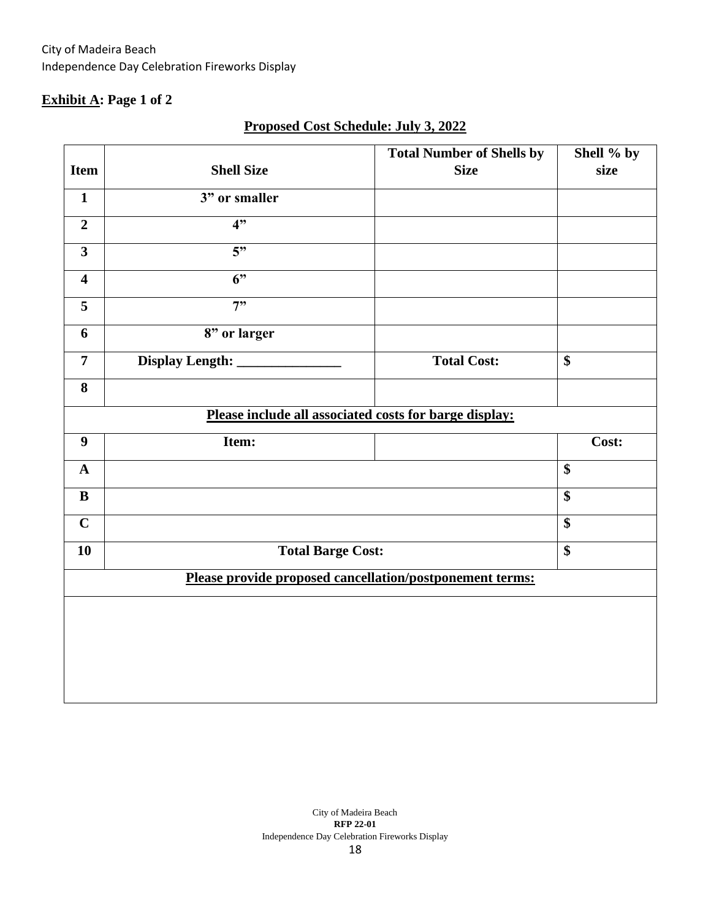**Exhibit A: Page 1 of 2**

**Proposed Cost Schedule: July 3, 2022**

| Item | Shell Size | Total Number of Shells by Size | Shell % by size |
|---|---|---|---|
| 1 | 3” or smaller | | |
| 2 | 4” | | |
| 3 | 5” | | |
| 4 | 6” | | |
| 5 | 7” | | |
| 6 | 8” or larger | | |
| 7 | Display Length: _______________ | Total Cost: | $ |
| 8 | | | |
| **Please include all associated costs for barge display:** | | | |
| 9 | Item: | | Cost: |
| A | | | $ |
| B | | | $ |
| C | | | $ |
| 10 | Total Barge Cost: | | $ |
| **Please provide proposed cancellation/postponement terms:** | | | |
| | | | |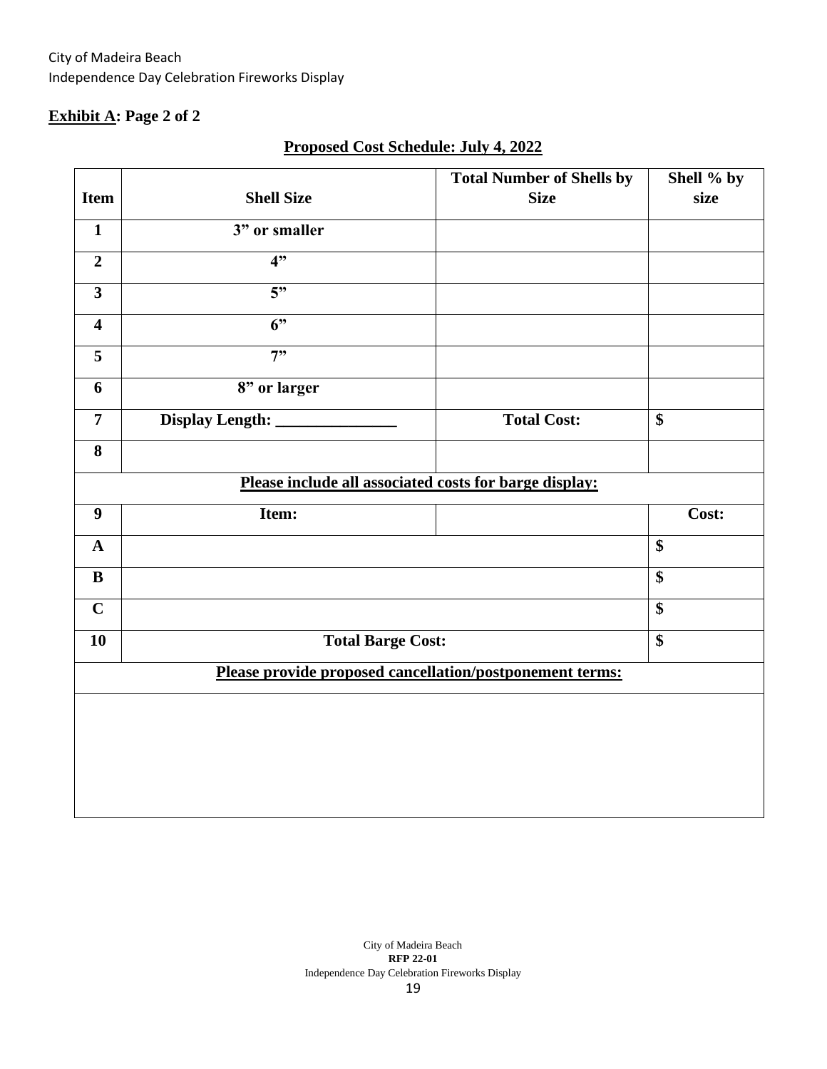City of Madeira Beach
Independence Day Celebration Fireworks Display

**Exhibit A: Page 2 of 2**

**Proposed Cost Schedule: July 4, 2022**

| Item | Shell Size | Total Number of Shells by Size | Shell % by size |
|---|---|---|---|
| 1 | 3" or smaller | | |
| 2 | 4" | | |
| 3 | 5" | | |
| 4 | 6" | | |
| 5 | 7" | | |
| 6 | 8" or larger | | |
| 7 | Display Length: _______________ | Total Cost: | $ |
| 8 | | | |
| **Please include all associated costs for barge display:** | | | |
| 9 | Item: | | Cost: |
| A | | | $ |
| B | | | $ |
| C | | | $ |
| 10 | Total Barge Cost: | | $ |
| **Please provide proposed cancellation/postponement terms:** | | | |
| | | | |

City of Madeira Beach
**RFP 22-01**
Independence Day Celebration Fireworks Display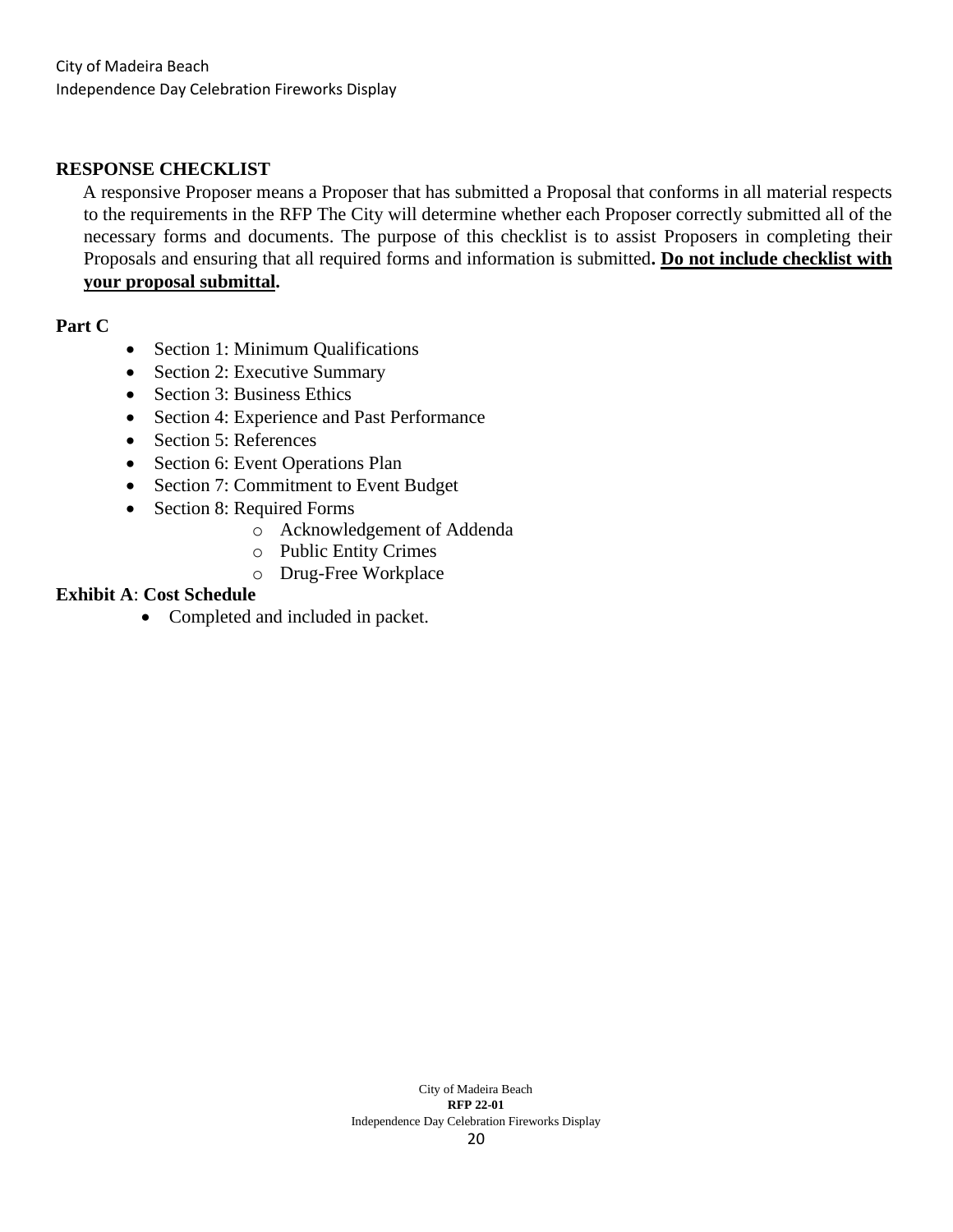## RESPONSE CHECKLIST

A responsive Proposer means a Proposer that has submitted a Proposal that conforms in all material respects to the requirements in the RFP The City will determine whether each Proposer correctly submitted all of the necessary forms and documents. The purpose of this checklist is to assist Proposers in completing their Proposals and ensuring that all required forms and information is submitted**. <u>Do not include checklist with your proposal submittal</u>.**

**Part C**

- Section 1: Minimum Qualifications
- Section 2: Executive Summary
- Section 3: Business Ethics
- Section 4: Experience and Past Performance
- Section 5: References
- Section 6: Event Operations Plan
- Section 7: Commitment to Event Budget
- Section 8: Required Forms
  - Acknowledgement of Addenda
  - Public Entity Crimes
  - Drug-Free Workplace

**Exhibit A**: **Cost Schedule**

- Completed and included in packet.